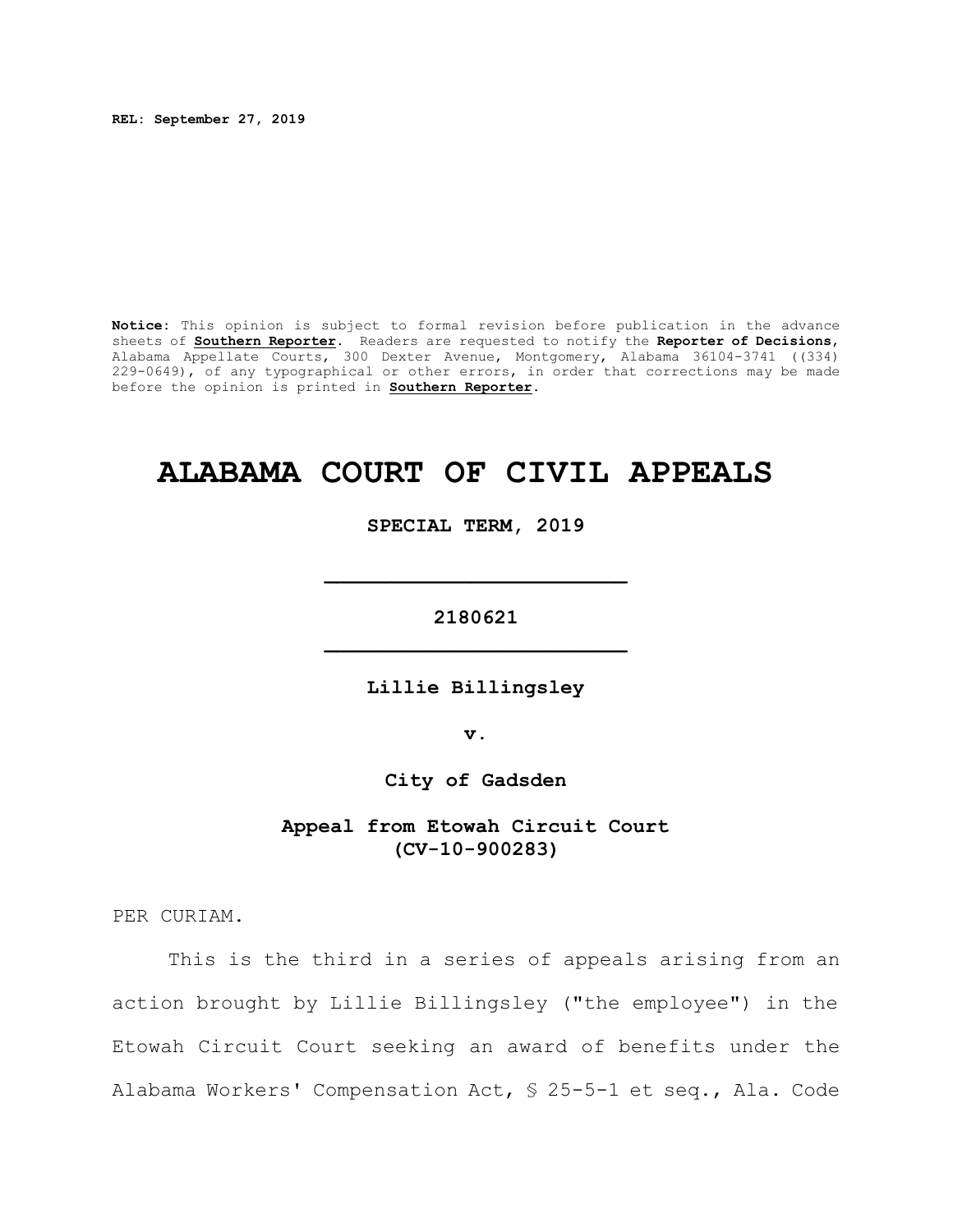**REL: September 27, 2019**

**Notice:** This opinion is subject to formal revision before publication in the advance sheets of **Southern Reporter**. Readers are requested to notify the **Reporter of Decisions**, Alabama Appellate Courts, 300 Dexter Avenue, Montgomery, Alabama 36104-3741 ((334) 229-0649), of any typographical or other errors, in order that corrections may be made before the opinion is printed in **Southern Reporter**.

# ALABAMA COURT OF CIVIL APPEALS

**SPECIAL TERM, 2019**

---

**2180621**

---

**Lillie Billingsley**

**v.**

**City of Gadsden**

**Appeal from Etowah Circuit Court**
**(CV-10-900283)**

PER CURIAM.

This is the third in a series of appeals arising from an action brought by Lillie Billingsley ("the employee") in the Etowah Circuit Court seeking an award of benefits under the Alabama Workers' Compensation Act, § 25-5-1 et seq., Ala. Code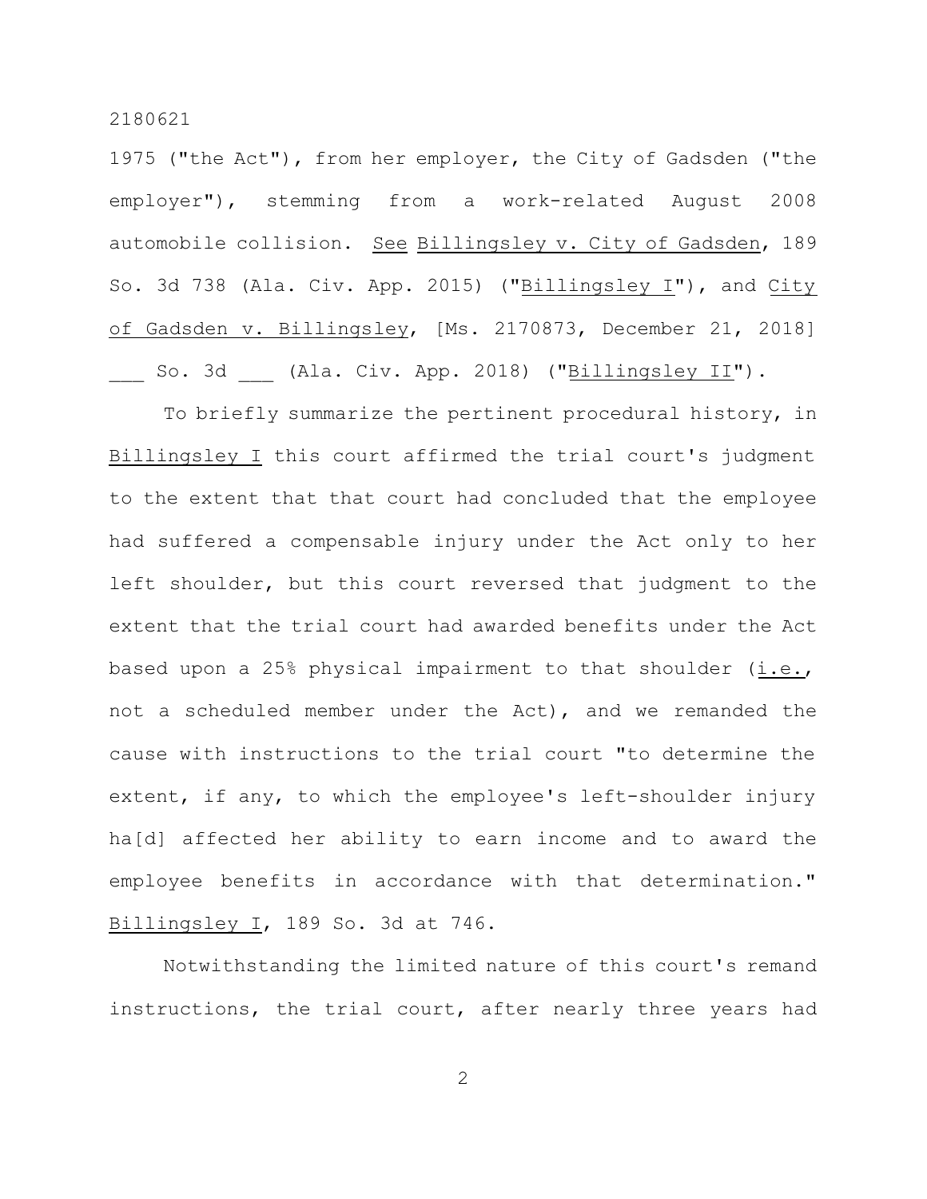1975 ("the Act"), from her employer, the City of Gadsden ("the employer"), stemming from a work-related August 2008 automobile collision. See Billingsley v. City of Gadsden, 189 So. 3d 738 (Ala. Civ. App. 2015) ("Billingsley I"), and City of Gadsden v. Billingsley, [Ms. 2170873, December 21, 2018] ___ So. 3d ___ (Ala. Civ. App. 2018) ("Billingsley II").

To briefly summarize the pertinent procedural history, in Billingsley I this court affirmed the trial court's judgment to the extent that that court had concluded that the employee had suffered a compensable injury under the Act only to her left shoulder, but this court reversed that judgment to the extent that the trial court had awarded benefits under the Act based upon a 25% physical impairment to that shoulder (i.e., not a scheduled member under the Act), and we remanded the cause with instructions to the trial court "to determine the extent, if any, to which the employee's left-shoulder injury ha[d] affected her ability to earn income and to award the employee benefits in accordance with that determination." Billingsley I, 189 So. 3d at 746.

Notwithstanding the limited nature of this court's remand instructions, the trial court, after nearly three years had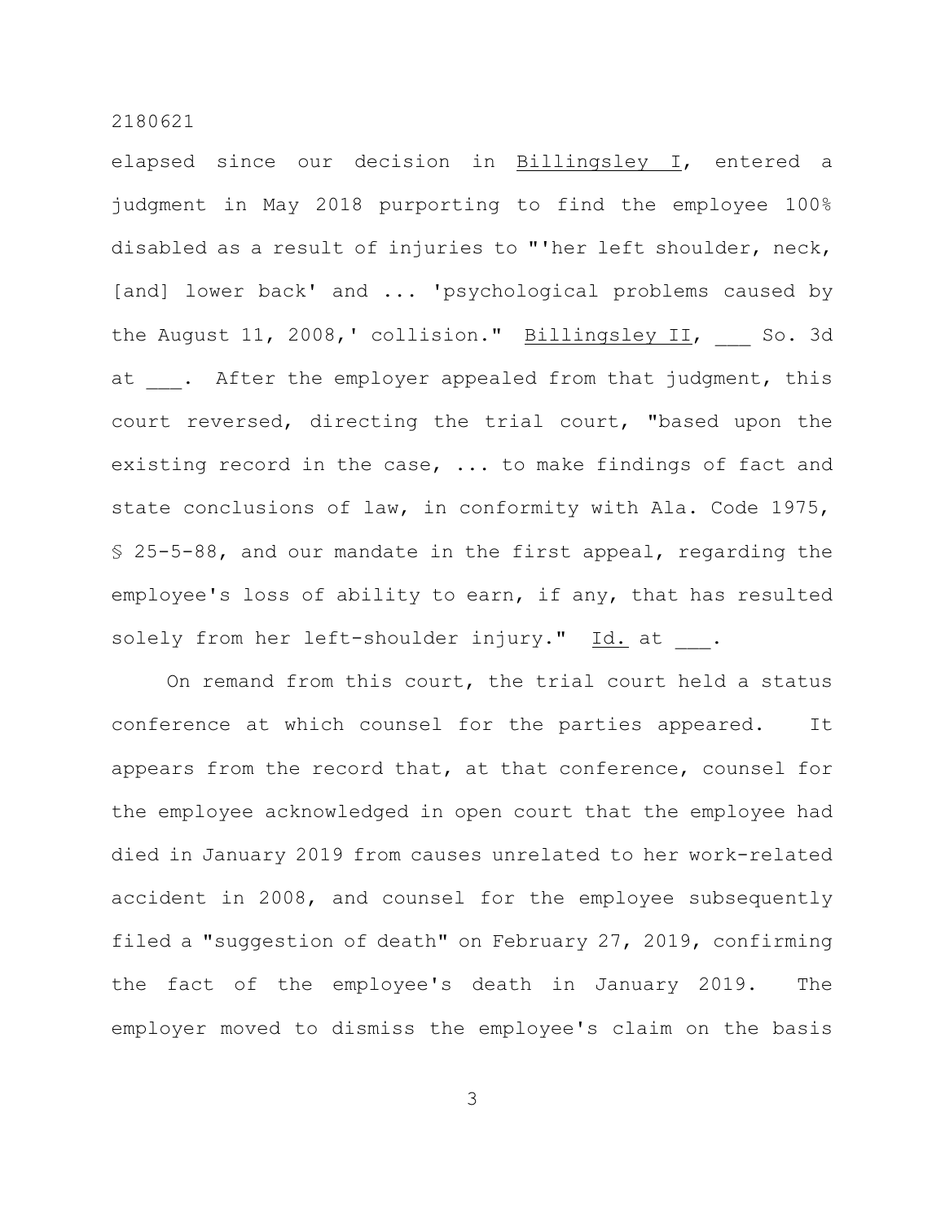elapsed since our decision in Billingsley I, entered a judgment in May 2018 purporting to find the employee 100% disabled as a result of injuries to "'her left shoulder, neck, [and] lower back' and ... 'psychological problems caused by the August 11, 2008,' collision." Billingsley II, ___ So. 3d at ___. After the employer appealed from that judgment, this court reversed, directing the trial court, "based upon the existing record in the case, ... to make findings of fact and state conclusions of law, in conformity with Ala. Code 1975, § 25-5-88, and our mandate in the first appeal, regarding the employee's loss of ability to earn, if any, that has resulted solely from her left-shoulder injury." Id. at ___.

On remand from this court, the trial court held a status conference at which counsel for the parties appeared. It appears from the record that, at that conference, counsel for the employee acknowledged in open court that the employee had died in January 2019 from causes unrelated to her work-related accident in 2008, and counsel for the employee subsequently filed a "suggestion of death" on February 27, 2019, confirming the fact of the employee's death in January 2019. The employer moved to dismiss the employee's claim on the basis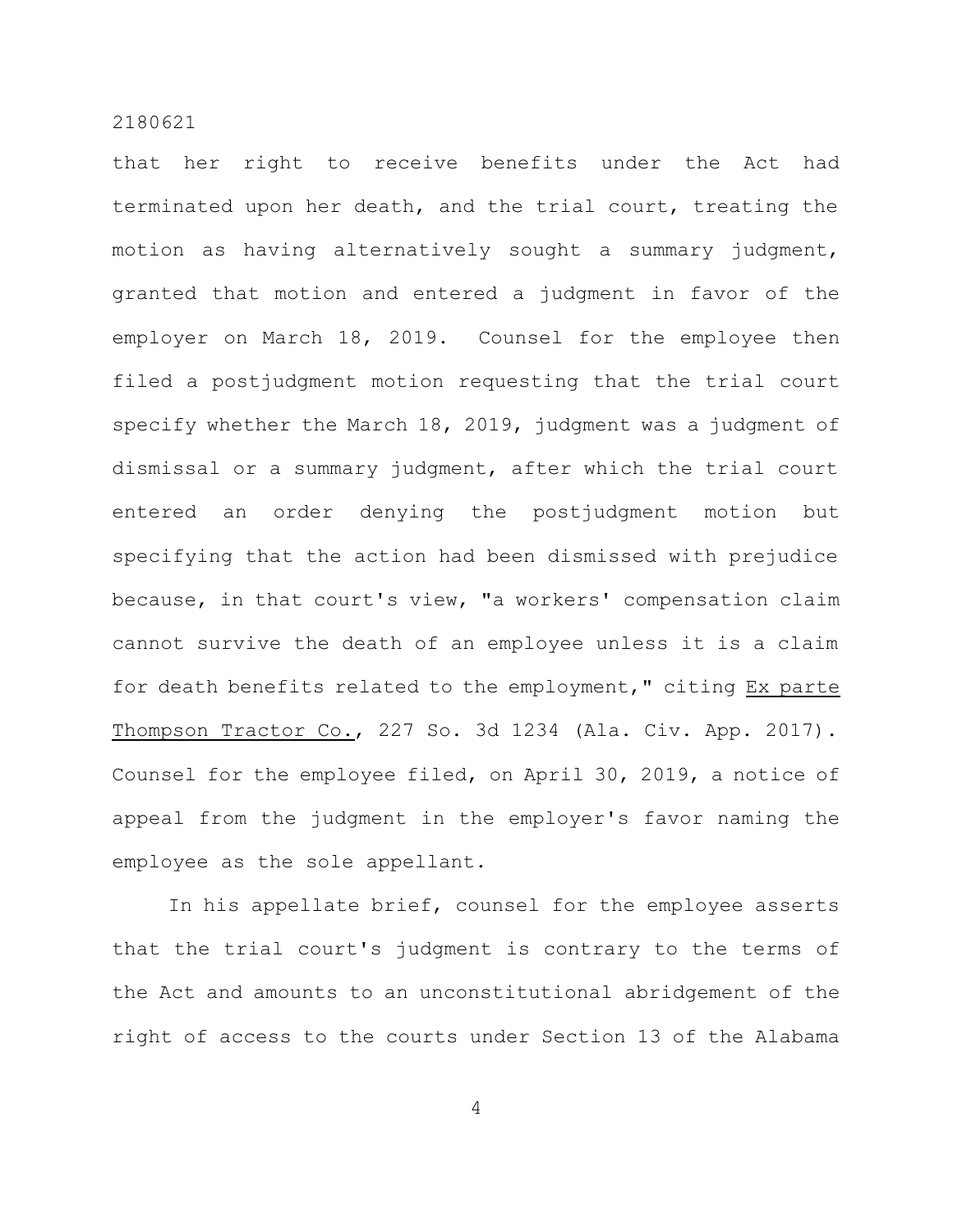that her right to receive benefits under the Act had terminated upon her death, and the trial court, treating the motion as having alternatively sought a summary judgment, granted that motion and entered a judgment in favor of the employer on March 18, 2019. Counsel for the employee then filed a postjudgment motion requesting that the trial court specify whether the March 18, 2019, judgment was a judgment of dismissal or a summary judgment, after which the trial court entered an order denying the postjudgment motion but specifying that the action had been dismissed with prejudice because, in that court's view, "a workers' compensation claim cannot survive the death of an employee unless it is a claim for death benefits related to the employment," citing <u>Ex parte Thompson Tractor Co.</u>, 227 So. 3d 1234 (Ala. Civ. App. 2017). Counsel for the employee filed, on April 30, 2019, a notice of appeal from the judgment in the employer's favor naming the employee as the sole appellant.

In his appellate brief, counsel for the employee asserts that the trial court's judgment is contrary to the terms of the Act and amounts to an unconstitutional abridgement of the right of access to the courts under Section 13 of the Alabama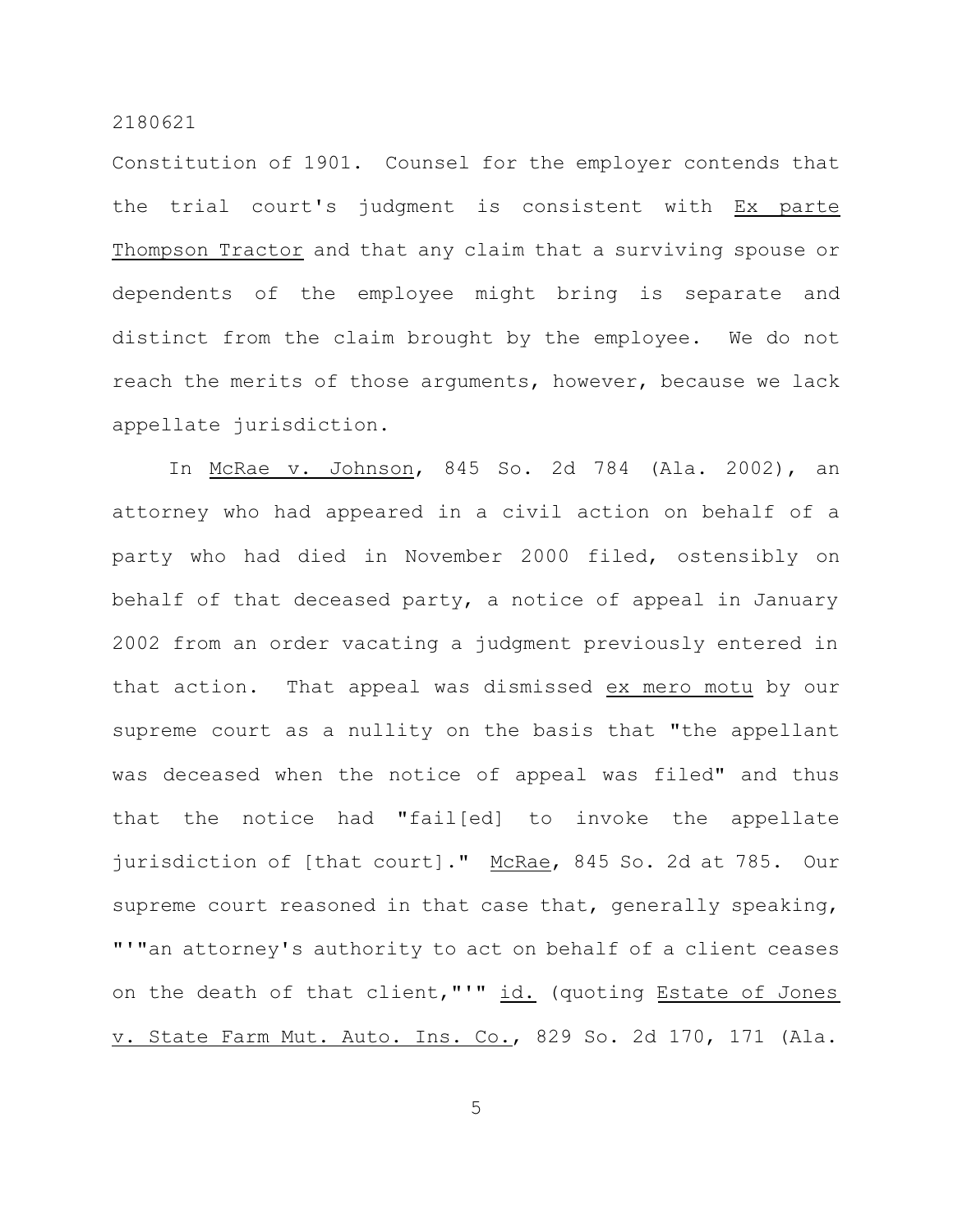Constitution of 1901. Counsel for the employer contends that the trial court's judgment is consistent with _Ex parte Thompson Tractor_ and that any claim that a surviving spouse or dependents of the employee might bring is separate and distinct from the claim brought by the employee. We do not reach the merits of those arguments, however, because we lack appellate jurisdiction.

In _McRae v. Johnson_, 845 So. 2d 784 (Ala. 2002), an attorney who had appeared in a civil action on behalf of a party who had died in November 2000 filed, ostensibly on behalf of that deceased party, a notice of appeal in January 2002 from an order vacating a judgment previously entered in that action. That appeal was dismissed _ex mero motu_ by our supreme court as a nullity on the basis that "the appellant was deceased when the notice of appeal was filed" and thus that the notice had "fail[ed] to invoke the appellate jurisdiction of [that court]." _McRae_, 845 So. 2d at 785. Our supreme court reasoned in that case that, generally speaking, "'"an attorney's authority to act on behalf of a client ceases on the death of that client,"'" _id._ (quoting _Estate of Jones v. State Farm Mut. Auto. Ins. Co._, 829 So. 2d 170, 171 (Ala.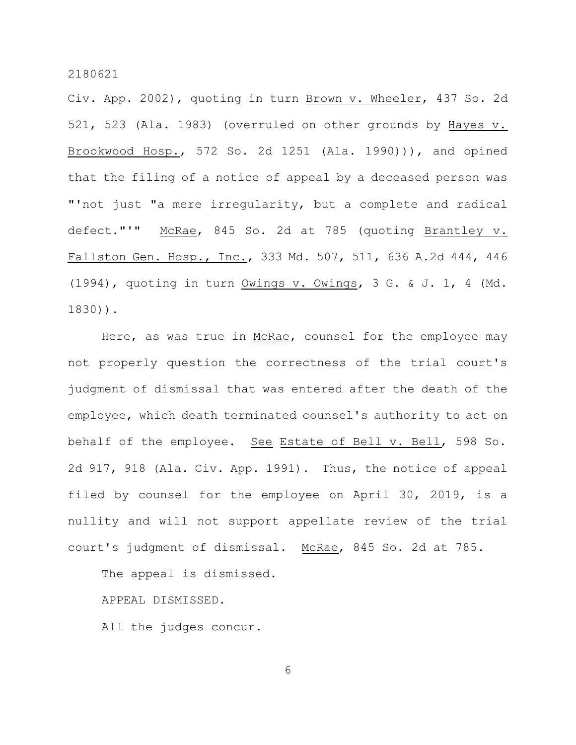Civ. App. 2002), quoting in turn Brown v. Wheeler, 437 So. 2d 521, 523 (Ala. 1983) (overruled on other grounds by Hayes v. Brookwood Hosp., 572 So. 2d 1251 (Ala. 1990))), and opined that the filing of a notice of appeal by a deceased person was "'not just "a mere irregularity, but a complete and radical defect."'" McRae, 845 So. 2d at 785 (quoting Brantley v. Fallston Gen. Hosp., Inc., 333 Md. 507, 511, 636 A.2d 444, 446 (1994), quoting in turn Owings v. Owings, 3 G. & J. 1, 4 (Md. 1830)).

Here, as was true in McRae, counsel for the employee may not properly question the correctness of the trial court's judgment of dismissal that was entered after the death of the employee, which death terminated counsel's authority to act on behalf of the employee. See Estate of Bell v. Bell, 598 So. 2d 917, 918 (Ala. Civ. App. 1991). Thus, the notice of appeal filed by counsel for the employee on April 30, 2019, is a nullity and will not support appellate review of the trial court's judgment of dismissal. McRae, 845 So. 2d at 785.

The appeal is dismissed.

APPEAL DISMISSED.

All the judges concur.